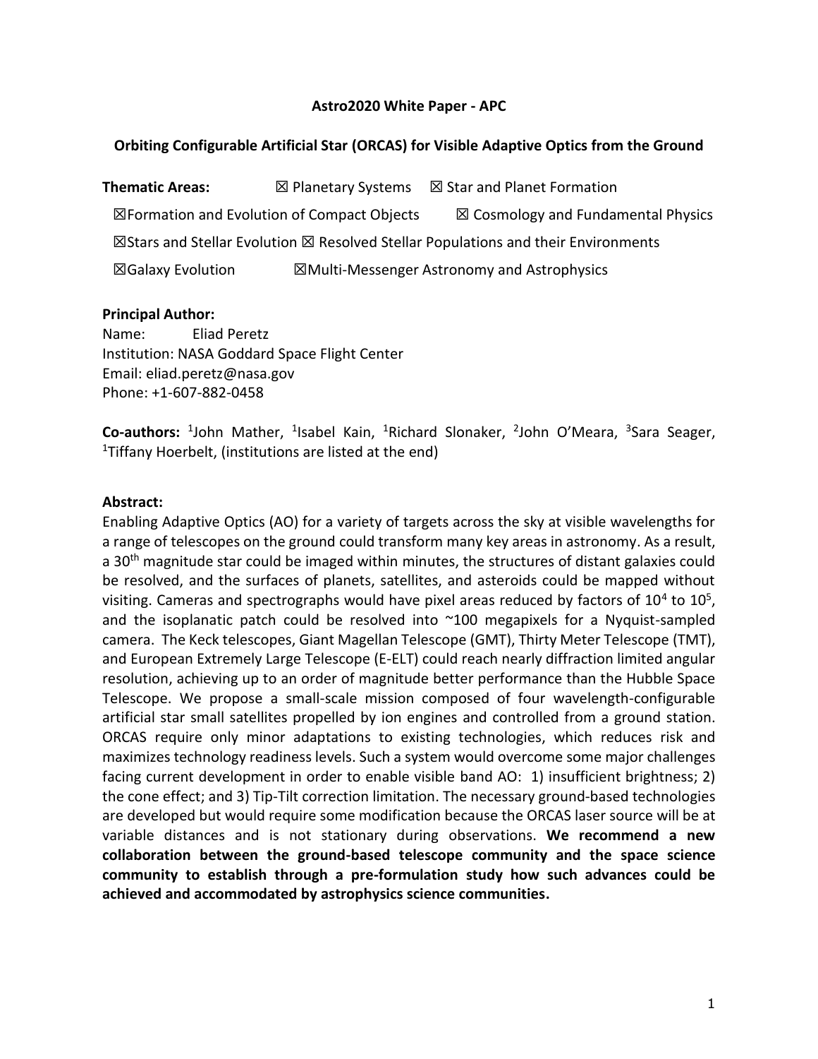**Astro2020 White Paper - APC**

# Orbiting Configurable Artificial Star (ORCAS) for Visible Adaptive Optics from the Ground

**Thematic Areas:** ☒ Planetary Systems ☒ Star and Planet Formation

☒Formation and Evolution of Compact Objects ☒ Cosmology and Fundamental Physics

☒Stars and Stellar Evolution ☒ Resolved Stellar Populations and their Environments

☒Galaxy Evolution ☒Multi-Messenger Astronomy and Astrophysics

**Principal Author:**

Name: Eliad Peretz

Institution: NASA Goddard Space Flight Center

Email: eliad.peretz@nasa.gov

Phone: +1-607-882-0458

**Co-authors:** [1]John Mather, [1]Isabel Kain, [1]Richard Slonaker, [2]John O'Meara, [3]Sara Seager, [1]Tiffany Hoerbelt, (institutions are listed at the end)

**Abstract:**

Enabling Adaptive Optics (AO) for a variety of targets across the sky at visible wavelengths for a range of telescopes on the ground could transform many key areas in astronomy. As a result, a 30th magnitude star could be imaged within minutes, the structures of distant galaxies could be resolved, and the surfaces of planets, satellites, and asteroids could be mapped without visiting. Cameras and spectrographs would have pixel areas reduced by factors of $10^4$ to $10^5$, and the isoplanatic patch could be resolved into ~100 megapixels for a Nyquist-sampled camera. The Keck telescopes, Giant Magellan Telescope (GMT), Thirty Meter Telescope (TMT), and European Extremely Large Telescope (E-ELT) could reach nearly diffraction limited angular resolution, achieving up to an order of magnitude better performance than the Hubble Space Telescope. We propose a small-scale mission composed of four wavelength-configurable artificial star small satellites propelled by ion engines and controlled from a ground station. ORCAS require only minor adaptations to existing technologies, which reduces risk and maximizes technology readiness levels. Such a system would overcome some major challenges facing current development in order to enable visible band AO: 1) insufficient brightness; 2) the cone effect; and 3) Tip-Tilt correction limitation. The necessary ground-based technologies are developed but would require some modification because the ORCAS laser source will be at variable distances and is not stationary during observations. **We recommend a new collaboration between the ground-based telescope community and the space science community to establish through a pre-formulation study how such advances could be achieved and accommodated by astrophysics science communities.**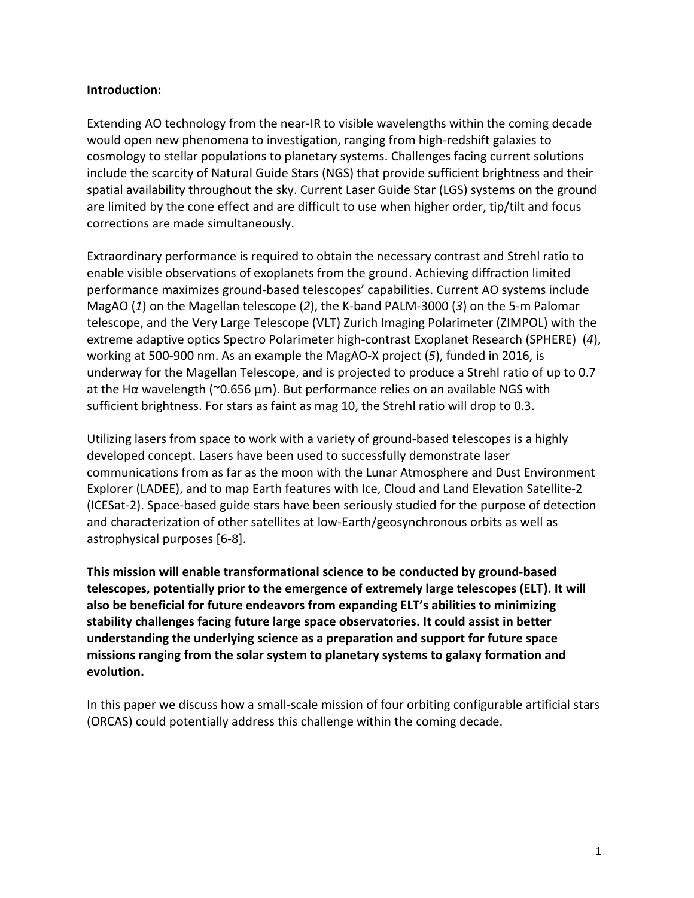**Introduction:**

Extending AO technology from the near-IR to visible wavelengths within the coming decade would open new phenomena to investigation, ranging from high-redshift galaxies to cosmology to stellar populations to planetary systems. Challenges facing current solutions include the scarcity of Natural Guide Stars (NGS) that provide sufficient brightness and their spatial availability throughout the sky. Current Laser Guide Star (LGS) systems on the ground are limited by the cone effect and are difficult to use when higher order, tip/tilt and focus corrections are made simultaneously.

Extraordinary performance is required to obtain the necessary contrast and Strehl ratio to enable visible observations of exoplanets from the ground. Achieving diffraction limited performance maximizes ground-based telescopes' capabilities. Current AO systems include MagAO (*1*) on the Magellan telescope (*2*), the K-band PALM-3000 (*3*) on the 5-m Palomar telescope, and the Very Large Telescope (VLT) Zurich Imaging Polarimeter (ZIMPOL) with the extreme adaptive optics Spectro Polarimeter high-contrast Exoplanet Research (SPHERE) (*4*), working at 500-900 nm. As an example the MagAO-X project (*5*), funded in 2016, is underway for the Magellan Telescope, and is projected to produce a Strehl ratio of up to 0.7 at the Hα wavelength (~0.656 μm). But performance relies on an available NGS with sufficient brightness. For stars as faint as mag 10, the Strehl ratio will drop to 0.3.

Utilizing lasers from space to work with a variety of ground-based telescopes is a highly developed concept. Lasers have been used to successfully demonstrate laser communications from as far as the moon with the Lunar Atmosphere and Dust Environment Explorer (LADEE), and to map Earth features with Ice, Cloud and Land Elevation Satellite-2 (ICESat-2). Space-based guide stars have been seriously studied for the purpose of detection and characterization of other satellites at low-Earth/geosynchronous orbits as well as astrophysical purposes [6-8].

**This mission will enable transformational science to be conducted by ground-based telescopes, potentially prior to the emergence of extremely large telescopes (ELT). It will also be beneficial for future endeavors from expanding ELT's abilities to minimizing stability challenges facing future large space observatories. It could assist in better understanding the underlying science as a preparation and support for future space missions ranging from the solar system to planetary systems to galaxy formation and evolution.**

In this paper we discuss how a small-scale mission of four orbiting configurable artificial stars (ORCAS) could potentially address this challenge within the coming decade.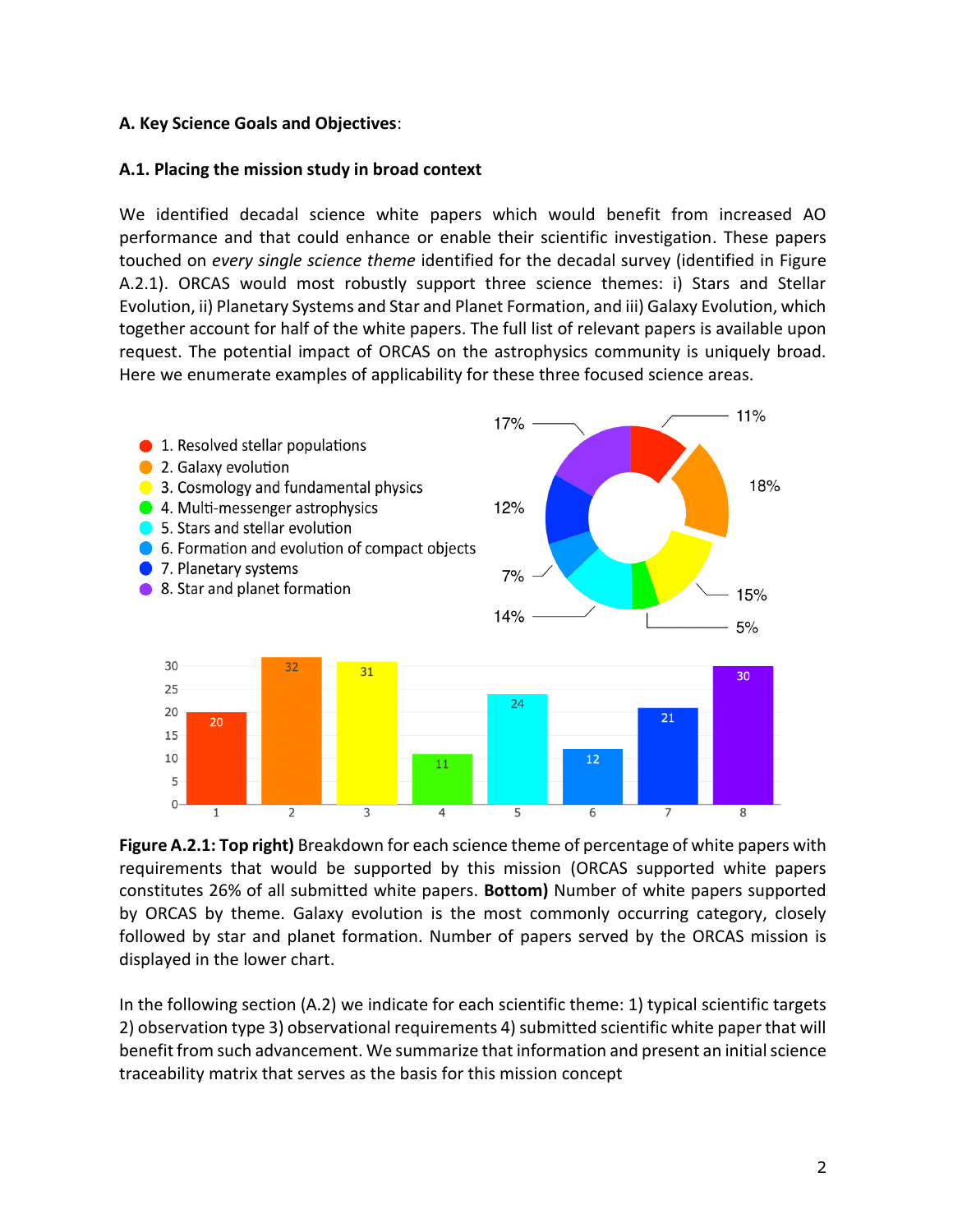**A. Key Science Goals and Objectives**:

**A.1. Placing the mission study in broad context**

We identified decadal science white papers which would benefit from increased AO performance and that could enhance or enable their scientific investigation. These papers touched on *every single science theme* identified for the decadal survey (identified in Figure A.2.1). ORCAS would most robustly support three science themes: i) Stars and Stellar Evolution, ii) Planetary Systems and Star and Planet Formation, and iii) Galaxy Evolution, which together account for half of the white papers. The full list of relevant papers is available upon request. The potential impact of ORCAS on the astrophysics community is uniquely broad. Here we enumerate examples of applicability for these three focused science areas.

**Figure A.2.1: Top right)** Breakdown for each science theme of percentage of white papers with requirements that would be supported by this mission (ORCAS supported white papers constitutes 26% of all submitted white papers. **Bottom)** Number of white papers supported by ORCAS by theme. Galaxy evolution is the most commonly occurring category, closely followed by star and planet formation. Number of papers served by the ORCAS mission is displayed in the lower chart.

In the following section (A.2) we indicate for each scientific theme: 1) typical scientific targets 2) observation type 3) observational requirements 4) submitted scientific white paper that will benefit from such advancement. We summarize that information and present an initial science traceability matrix that serves as the basis for this mission concept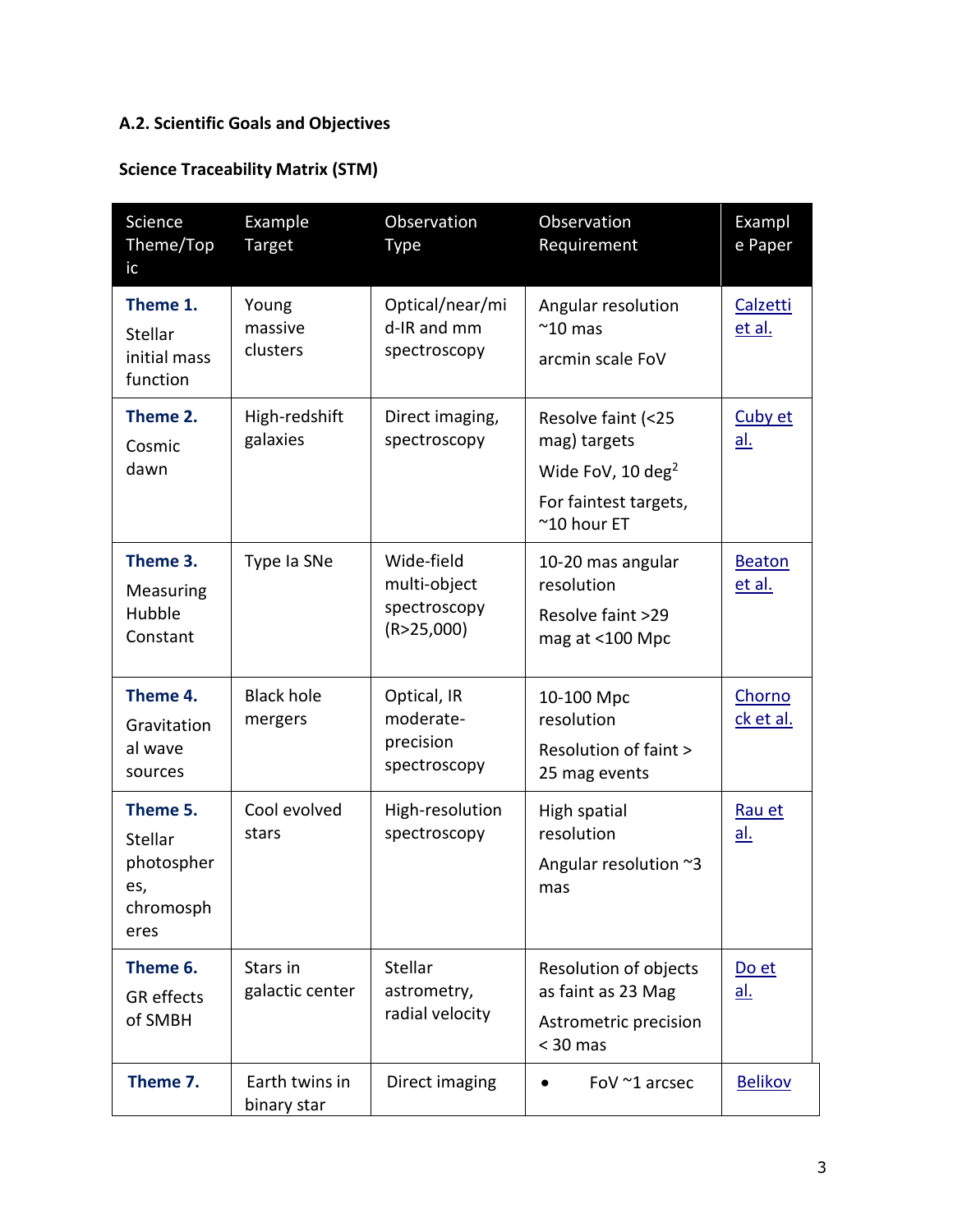**A.2. Scientific Goals and Objectives**

**Science Traceability Matrix (STM)**

| Science Theme/Topic | Example Target | Observation Type | Observation Requirement | Example Paper |
|---|---|---|---|---|
| **Theme 1.** Stellar initial mass function | Young massive clusters | Optical/near/mid-IR and mm spectroscopy | Angular resolution ~10 mas<br>arcmin scale FoV | Calzetti et al. |
| **Theme 2.** Cosmic dawn | High-redshift galaxies | Direct imaging, spectroscopy | Resolve faint (<25 mag) targets<br>Wide FoV, 10 deg$^2$<br>For faintest targets, ~10 hour ET | Cuby et al. |
| **Theme 3.** Measuring Hubble Constant | Type Ia SNe | Wide-field multi-object spectroscopy (R>25,000) | 10-20 mas angular resolution<br>Resolve faint >29 mag at <100 Mpc | Beaton et al. |
| **Theme 4.** Gravitational wave sources | Black hole mergers | Optical, IR moderate-precision spectroscopy | 10-100 Mpc resolution<br>Resolution of faint > 25 mag events | Chornock et al. |
| **Theme 5.** Stellar photospheres, chromospheres | Cool evolved stars | High-resolution spectroscopy | High spatial resolution<br>Angular resolution ~3 mas | Rau et al. |
| **Theme 6.** GR effects of SMBH | Stars in galactic center | Stellar astrometry, radial velocity | Resolution of objects as faint as 23 Mag<br>Astrometric precision < 30 mas | Do et al. |
| **Theme 7.** | Earth twins in binary star | Direct imaging | • FoV ~1 arcsec | Belikov |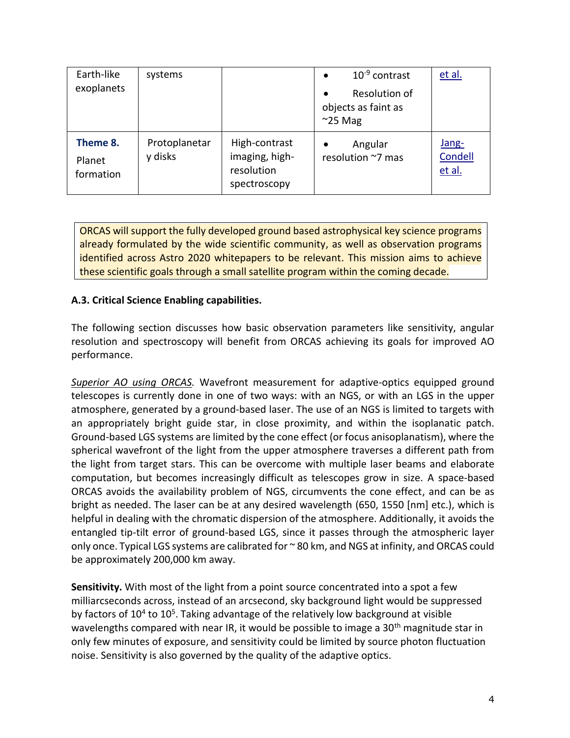| Earth-like exoplanets | systems | | • $10^{-9}$ contrast<br>• Resolution of objects as faint as ~25 Mag | et al. |
|---|---|---|---|---|
| **Theme 8.** Planet formation | Protoplanetary disks | High-contrast imaging, high-resolution spectroscopy | • Angular resolution ~7 mas | Jang-Condell et al. |

ORCAS will support the fully developed ground based astrophysical key science programs already formulated by the wide scientific community, as well as observation programs identified across Astro 2020 whitepapers to be relevant. This mission aims to achieve these scientific goals through a small satellite program within the coming decade.

### A.3. Critical Science Enabling capabilities.

The following section discusses how basic observation parameters like sensitivity, angular resolution and spectroscopy will benefit from ORCAS achieving its goals for improved AO performance.

*Superior AO using ORCAS.* Wavefront measurement for adaptive-optics equipped ground telescopes is currently done in one of two ways: with an NGS, or with an LGS in the upper atmosphere, generated by a ground-based laser. The use of an NGS is limited to targets with an appropriately bright guide star, in close proximity, and within the isoplanatic patch. Ground-based LGS systems are limited by the cone effect (or focus anisoplanatism), where the spherical wavefront of the light from the upper atmosphere traverses a different path from the light from target stars. This can be overcome with multiple laser beams and elaborate computation, but becomes increasingly difficult as telescopes grow in size. A space-based ORCAS avoids the availability problem of NGS, circumvents the cone effect, and can be as bright as needed. The laser can be at any desired wavelength (650, 1550 [nm] etc.), which is helpful in dealing with the chromatic dispersion of the atmosphere. Additionally, it avoids the entangled tip-tilt error of ground-based LGS, since it passes through the atmospheric layer only once. Typical LGS systems are calibrated for ~ 80 km, and NGS at infinity, and ORCAS could be approximately 200,000 km away.

**Sensitivity.** With most of the light from a point source concentrated into a spot a few milliarcseconds across, instead of an arcsecond, sky background light would be suppressed by factors of $10^4$ to $10^5$. Taking advantage of the relatively low background at visible wavelengths compared with near IR, it would be possible to image a 30th magnitude star in only few minutes of exposure, and sensitivity could be limited by source photon fluctuation noise. Sensitivity is also governed by the quality of the adaptive optics.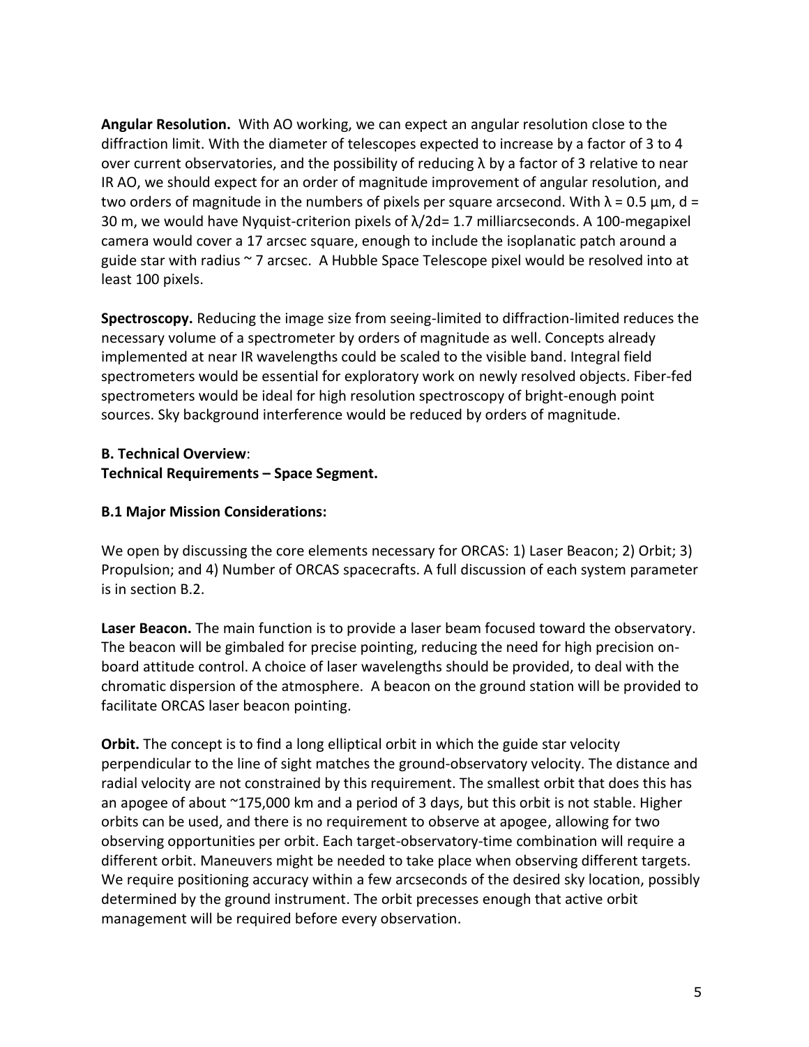**Angular Resolution.** With AO working, we can expect an angular resolution close to the diffraction limit. With the diameter of telescopes expected to increase by a factor of 3 to 4 over current observatories, and the possibility of reducing $\lambda$ by a factor of 3 relative to near IR AO, we should expect for an order of magnitude improvement of angular resolution, and two orders of magnitude in the numbers of pixels per square arcsecond. With $\lambda = 0.5$ µm, $d = 30$ m, we would have Nyquist-criterion pixels of $\lambda/2d = 1.7$ milliarcseconds. A 100-megapixel camera would cover a 17 arcsec square, enough to include the isoplanatic patch around a guide star with radius ~ 7 arcsec. A Hubble Space Telescope pixel would be resolved into at least 100 pixels.

**Spectroscopy.** Reducing the image size from seeing-limited to diffraction-limited reduces the necessary volume of a spectrometer by orders of magnitude as well. Concepts already implemented at near IR wavelengths could be scaled to the visible band. Integral field spectrometers would be essential for exploratory work on newly resolved objects. Fiber-fed spectrometers would be ideal for high resolution spectroscopy of bright-enough point sources. Sky background interference would be reduced by orders of magnitude.

## B. Technical Overview:

### Technical Requirements – Space Segment.

### B.1 Major Mission Considerations:

We open by discussing the core elements necessary for ORCAS: 1) Laser Beacon; 2) Orbit; 3) Propulsion; and 4) Number of ORCAS spacecrafts. A full discussion of each system parameter is in section B.2.

**Laser Beacon.** The main function is to provide a laser beam focused toward the observatory. The beacon will be gimbaled for precise pointing, reducing the need for high precision on-board attitude control. A choice of laser wavelengths should be provided, to deal with the chromatic dispersion of the atmosphere. A beacon on the ground station will be provided to facilitate ORCAS laser beacon pointing.

**Orbit.** The concept is to find a long elliptical orbit in which the guide star velocity perpendicular to the line of sight matches the ground-observatory velocity. The distance and radial velocity are not constrained by this requirement. The smallest orbit that does this has an apogee of about ~175,000 km and a period of 3 days, but this orbit is not stable. Higher orbits can be used, and there is no requirement to observe at apogee, allowing for two observing opportunities per orbit. Each target-observatory-time combination will require a different orbit. Maneuvers might be needed to take place when observing different targets. We require positioning accuracy within a few arcseconds of the desired sky location, possibly determined by the ground instrument. The orbit precesses enough that active orbit management will be required before every observation.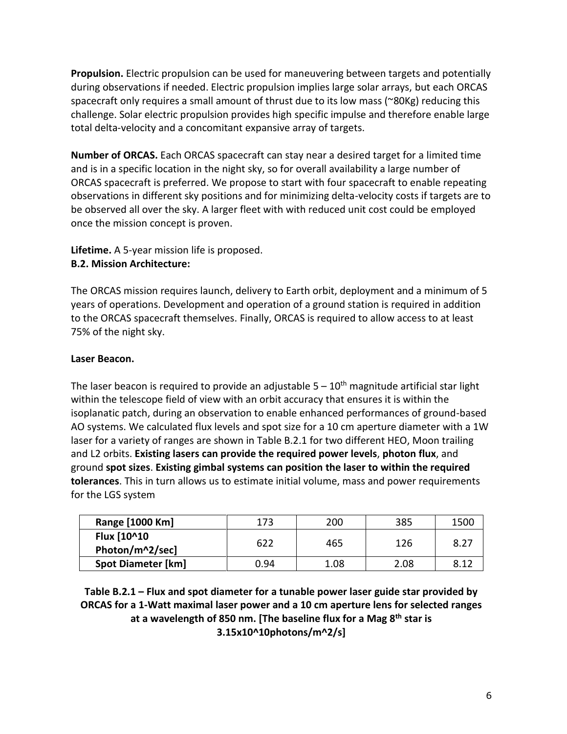**Propulsion.** Electric propulsion can be used for maneuvering between targets and potentially during observations if needed. Electric propulsion implies large solar arrays, but each ORCAS spacecraft only requires a small amount of thrust due to its low mass (~80Kg) reducing this challenge. Solar electric propulsion provides high specific impulse and therefore enable large total delta-velocity and a concomitant expansive array of targets.

**Number of ORCAS.** Each ORCAS spacecraft can stay near a desired target for a limited time and is in a specific location in the night sky, so for overall availability a large number of ORCAS spacecraft is preferred. We propose to start with four spacecraft to enable repeating observations in different sky positions and for minimizing delta-velocity costs if targets are to be observed all over the sky. A larger fleet with with reduced unit cost could be employed once the mission concept is proven.

**Lifetime.** A 5-year mission life is proposed.

**B.2. Mission Architecture:**

The ORCAS mission requires launch, delivery to Earth orbit, deployment and a minimum of 5 years of operations. Development and operation of a ground station is required in addition to the ORCAS spacecraft themselves. Finally, ORCAS is required to allow access to at least 75% of the night sky.

**Laser Beacon.**

The laser beacon is required to provide an adjustable 5 – 10$^{th}$ magnitude artificial star light within the telescope field of view with an orbit accuracy that ensures it is within the isoplanatic patch, during an observation to enable enhanced performances of ground-based AO systems. We calculated flux levels and spot size for a 10 cm aperture diameter with a 1W laser for a variety of ranges are shown in Table B.2.1 for two different HEO, Moon trailing and L2 orbits. **Existing lasers can provide the required power levels**, **photon flux**, and ground **spot sizes**. **Existing gimbal systems can position the laser to within the required tolerances**. This in turn allows us to estimate initial volume, mass and power requirements for the LGS system

| Range [1000 Km] | 173 | 200 | 385 | 1500 |
|---|---|---|---|---|
| Flux [10^10 Photon/m^2/sec] | 622 | 465 | 126 | 8.27 |
| Spot Diameter [km] | 0.94 | 1.08 | 2.08 | 8.12 |

**Table B.2.1 – Flux and spot diameter for a tunable power laser guide star provided by ORCAS for a 1-Watt maximal laser power and a 10 cm aperture lens for selected ranges at a wavelength of 850 nm. [The baseline flux for a Mag 8$^{th}$ star is 3.15x10^10photons/m^2/s]**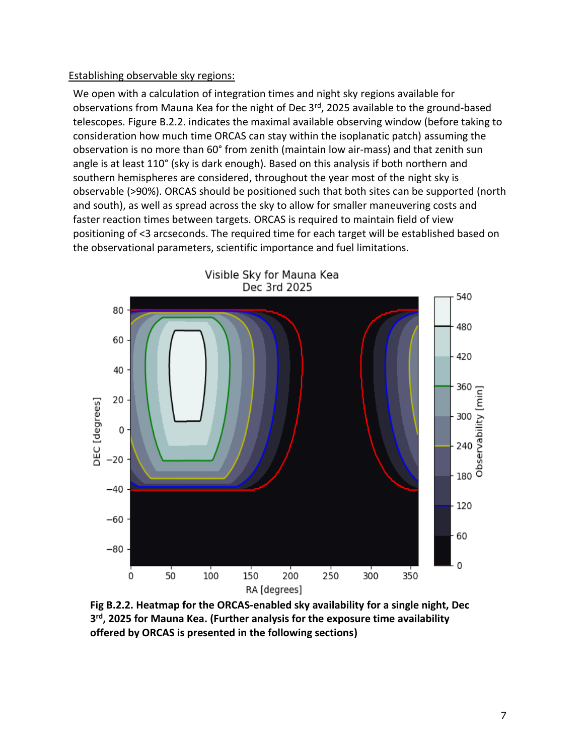Establishing observable sky regions:

We open with a calculation of integration times and night sky regions available for observations from Mauna Kea for the night of Dec 3rd, 2025 available to the ground-based telescopes. Figure B.2.2. indicates the maximal available observing window (before taking to consideration how much time ORCAS can stay within the isoplanatic patch) assuming the observation is no more than 60° from zenith (maintain low air-mass) and that zenith sun angle is at least 110° (sky is dark enough). Based on this analysis if both northern and southern hemispheres are considered, throughout the year most of the night sky is observable (>90%). ORCAS should be positioned such that both sites can be supported (north and south), as well as spread across the sky to allow for smaller maneuvering costs and faster reaction times between targets. ORCAS is required to maintain field of view positioning of <3 arcseconds. The required time for each target will be established based on the observational parameters, scientific importance and fuel limitations.

**Fig B.2.2. Heatmap for the ORCAS-enabled sky availability for a single night, Dec 3rd, 2025 for Mauna Kea. (Further analysis for the exposure time availability offered by ORCAS is presented in the following sections)**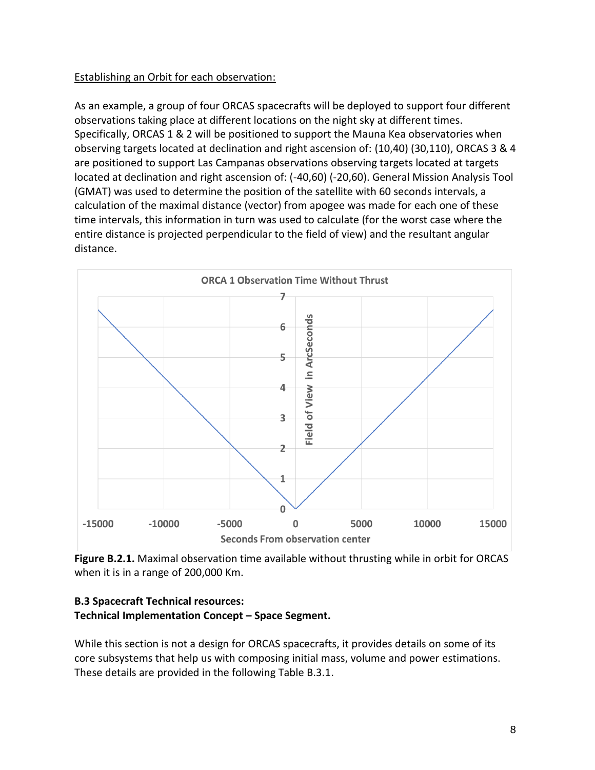Establishing an Orbit for each observation:

As an example, a group of four ORCAS spacecrafts will be deployed to support four different observations taking place at different locations on the night sky at different times. Specifically, ORCAS 1 & 2 will be positioned to support the Mauna Kea observatories when observing targets located at declination and right ascension of: (10,40) (30,110), ORCAS 3 & 4 are positioned to support Las Campanas observations observing targets located at targets located at declination and right ascension of: (-40,60) (-20,60). General Mission Analysis Tool (GMAT) was used to determine the position of the satellite with 60 seconds intervals, a calculation of the maximal distance (vector) from apogee was made for each one of these time intervals, this information in turn was used to calculate (for the worst case where the entire distance is projected perpendicular to the field of view) and the resultant angular distance.

**Figure B.2.1.** Maximal observation time available without thrusting while in orbit for ORCAS when it is in a range of 200,000 Km.

**B.3 Spacecraft Technical resources:**
**Technical Implementation Concept – Space Segment.**

While this section is not a design for ORCAS spacecrafts, it provides details on some of its core subsystems that help us with composing initial mass, volume and power estimations. These details are provided in the following Table B.3.1.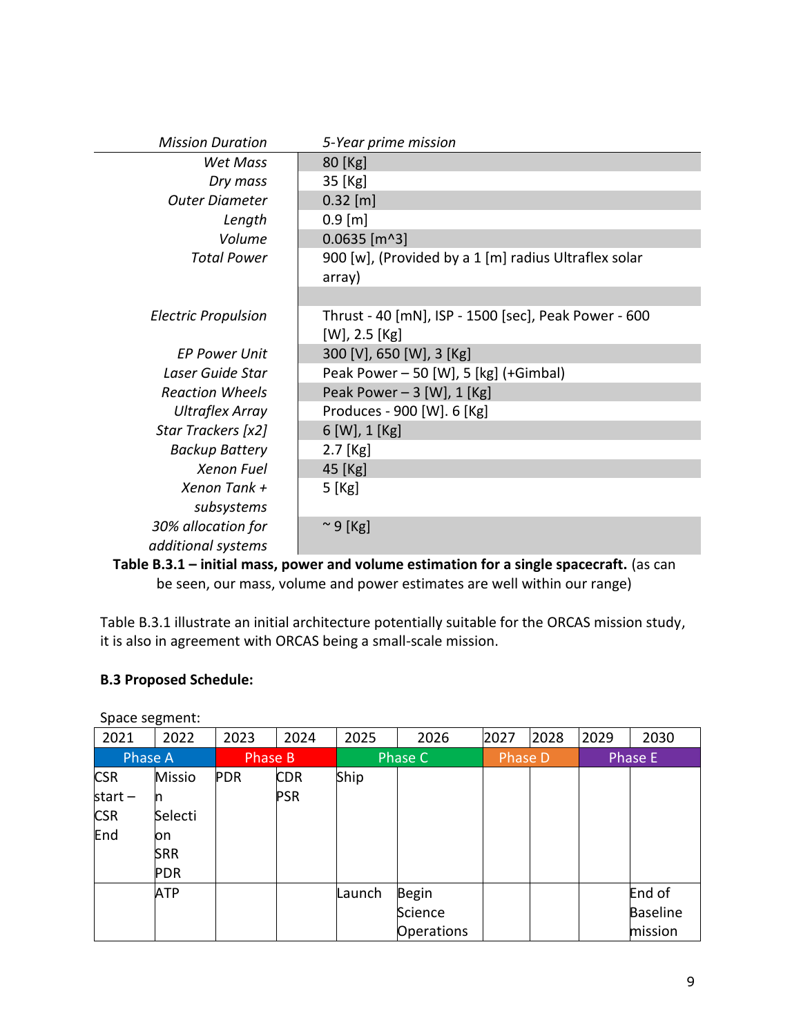| *Mission Duration* | *5-Year prime mission* |
|---:|---|
| *Wet Mass* | 80 [Kg] |
| *Dry mass* | 35 [Kg] |
| *Outer Diameter* | 0.32 [m] |
| *Length* | 0.9 [m] |
| *Volume* | 0.0635 [m^3] |
| *Total Power* | 900 [w], (Provided by a 1 [m] radius Ultraflex solar array) |
| | |
| *Electric Propulsion* | Thrust - 40 [mN], ISP - 1500 [sec], Peak Power - 600 [W], 2.5 [Kg] |
| *EP Power Unit* | 300 [V], 650 [W], 3 [Kg] |
| *Laser Guide Star* | Peak Power – 50 [W], 5 [kg] (+Gimbal) |
| *Reaction Wheels* | Peak Power – 3 [W], 1 [Kg] |
| *Ultraflex Array* | Produces - 900 [W]. 6 [Kg] |
| *Star Trackers [x2]* | 6 [W], 1 [Kg] |
| *Backup Battery* | 2.7 [Kg] |
| *Xenon Fuel* | 45 [Kg] |
| *Xenon Tank + subsystems* | 5 [Kg] |
| *30% allocation for additional systems* | ~ 9 [Kg] |

**Table B.3.1 – initial mass, power and volume estimation for a single spacecraft.** (as can be seen, our mass, volume and power estimates are well within our range)

Table B.3.1 illustrate an initial architecture potentially suitable for the ORCAS mission study, it is also in agreement with ORCAS being a small-scale mission.

**B.3 Proposed Schedule:**

Space segment:

| 2021 | 2022 | 2023 | 2024 | 2025 | 2026 | 2027 | 2028 | 2029 | 2030 |
|---|---|---|---|---|---|---|---|---|---|
| Phase A | | Phase B | | Phase C | | Phase D | | Phase E | |
| CSR start – CSR End | Mission Selection SRR PDR | PDR | CDR PSR | Ship | | | | | |
| | ATP | | | Launch | Begin Science Operations | | | | End of Baseline mission |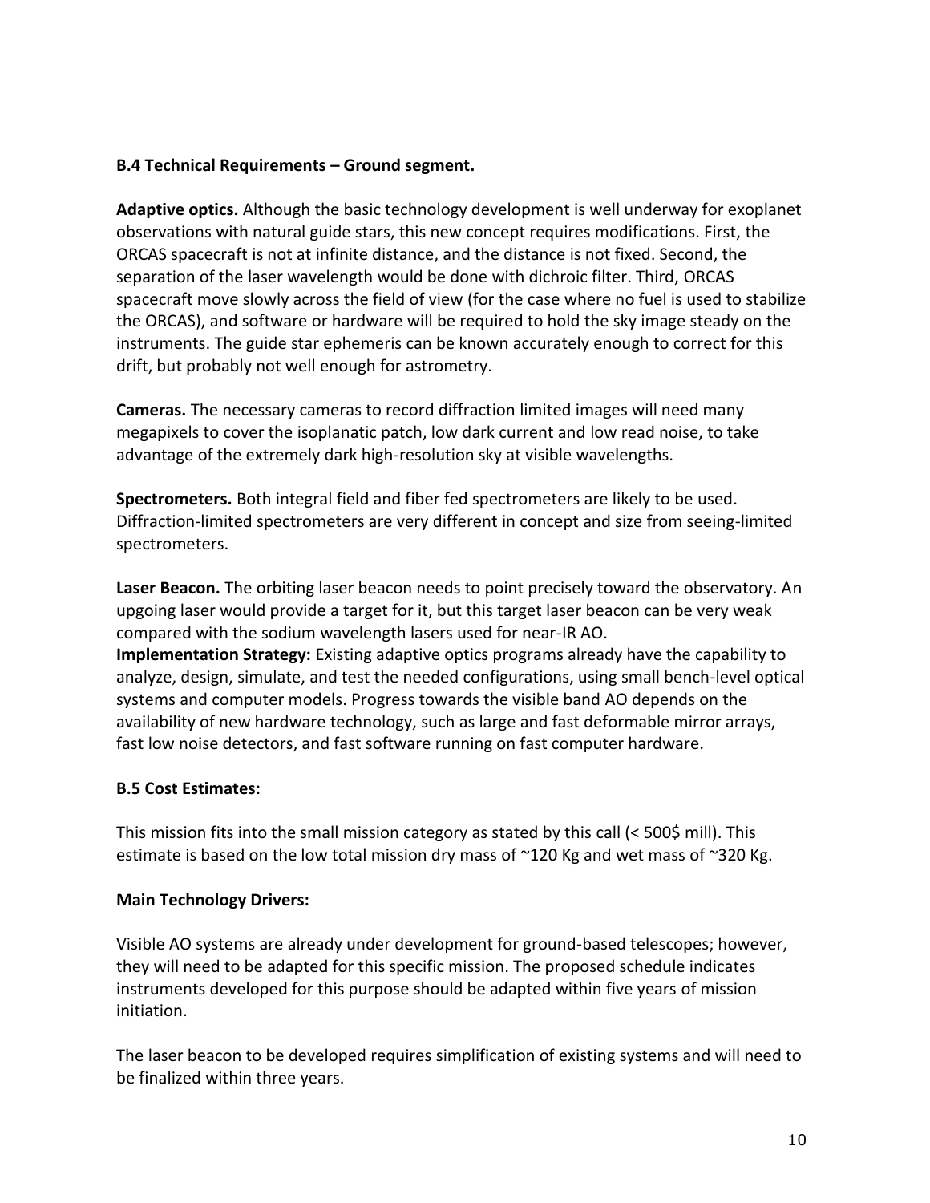**B.4 Technical Requirements – Ground segment.**

**Adaptive optics.** Although the basic technology development is well underway for exoplanet observations with natural guide stars, this new concept requires modifications. First, the ORCAS spacecraft is not at infinite distance, and the distance is not fixed. Second, the separation of the laser wavelength would be done with dichroic filter. Third, ORCAS spacecraft move slowly across the field of view (for the case where no fuel is used to stabilize the ORCAS), and software or hardware will be required to hold the sky image steady on the instruments. The guide star ephemeris can be known accurately enough to correct for this drift, but probably not well enough for astrometry.

**Cameras.** The necessary cameras to record diffraction limited images will need many megapixels to cover the isoplanatic patch, low dark current and low read noise, to take advantage of the extremely dark high-resolution sky at visible wavelengths.

**Spectrometers.** Both integral field and fiber fed spectrometers are likely to be used. Diffraction-limited spectrometers are very different in concept and size from seeing-limited spectrometers.

**Laser Beacon.** The orbiting laser beacon needs to point precisely toward the observatory. An upgoing laser would provide a target for it, but this target laser beacon can be very weak compared with the sodium wavelength lasers used for near-IR AO.

**Implementation Strategy:** Existing adaptive optics programs already have the capability to analyze, design, simulate, and test the needed configurations, using small bench-level optical systems and computer models. Progress towards the visible band AO depends on the availability of new hardware technology, such as large and fast deformable mirror arrays, fast low noise detectors, and fast software running on fast computer hardware.

**B.5 Cost Estimates:**

This mission fits into the small mission category as stated by this call (< 500$ mill). This estimate is based on the low total mission dry mass of ~120 Kg and wet mass of ~320 Kg.

**Main Technology Drivers:**

Visible AO systems are already under development for ground-based telescopes; however, they will need to be adapted for this specific mission. The proposed schedule indicates instruments developed for this purpose should be adapted within five years of mission initiation.

The laser beacon to be developed requires simplification of existing systems and will need to be finalized within three years.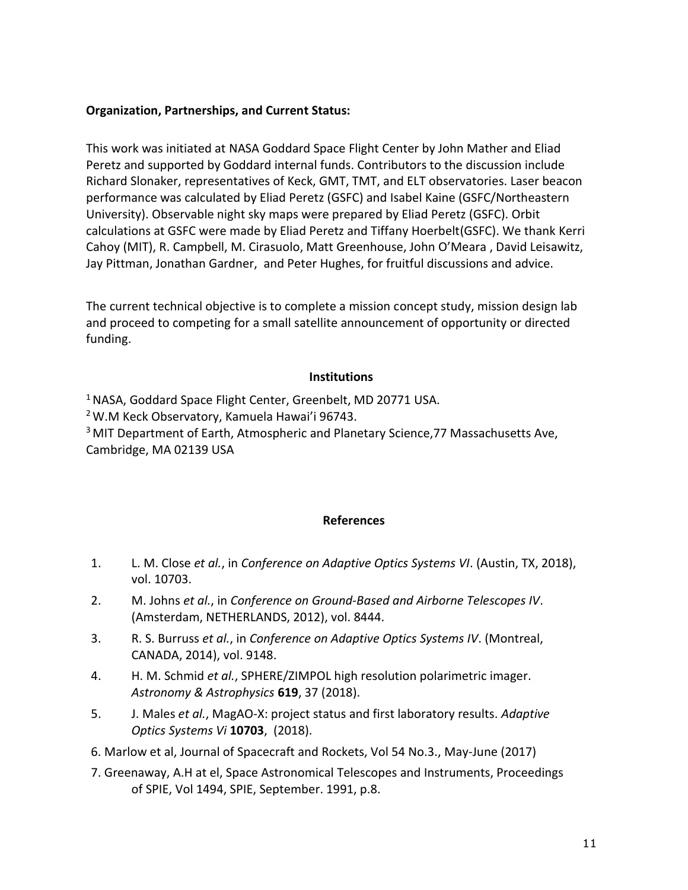**Organization, Partnerships, and Current Status:**

This work was initiated at NASA Goddard Space Flight Center by John Mather and Eliad Peretz and supported by Goddard internal funds. Contributors to the discussion include Richard Slonaker, representatives of Keck, GMT, TMT, and ELT observatories. Laser beacon performance was calculated by Eliad Peretz (GSFC) and Isabel Kaine (GSFC/Northeastern University). Observable night sky maps were prepared by Eliad Peretz (GSFC). Orbit calculations at GSFC were made by Eliad Peretz and Tiffany Hoerbelt(GSFC). We thank Kerri Cahoy (MIT), R. Campbell, M. Cirasuolo, Matt Greenhouse, John O'Meara , David Leisawitz, Jay Pittman, Jonathan Gardner, and Peter Hughes, for fruitful discussions and advice.

The current technical objective is to complete a mission concept study, mission design lab and proceed to competing for a small satellite announcement of opportunity or directed funding.

## Institutions

[1] NASA, Goddard Space Flight Center, Greenbelt, MD 20771 USA.
[2] W.M Keck Observatory, Kamuela Hawai'i 96743.
[3] MIT Department of Earth, Atmospheric and Planetary Science,77 Massachusetts Ave, Cambridge, MA 02139 USA

## References

1. L. M. Close *et al.*, in *Conference on Adaptive Optics Systems VI*. (Austin, TX, 2018), vol. 10703.
2. M. Johns *et al.*, in *Conference on Ground-Based and Airborne Telescopes IV*. (Amsterdam, NETHERLANDS, 2012), vol. 8444.
3. R. S. Burruss *et al.*, in *Conference on Adaptive Optics Systems IV*. (Montreal, CANADA, 2014), vol. 9148.
4. H. M. Schmid *et al.*, SPHERE/ZIMPOL high resolution polarimetric imager. *Astronomy & Astrophysics* **619**, 37 (2018).
5. J. Males *et al.*, MagAO-X: project status and first laboratory results. *Adaptive Optics Systems Vi* **10703**, (2018).
6. Marlow et al, Journal of Spacecraft and Rockets, Vol 54 No.3., May-June (2017)
7. Greenaway, A.H at el, Space Astronomical Telescopes and Instruments, Proceedings of SPIE, Vol 1494, SPIE, September. 1991, p.8.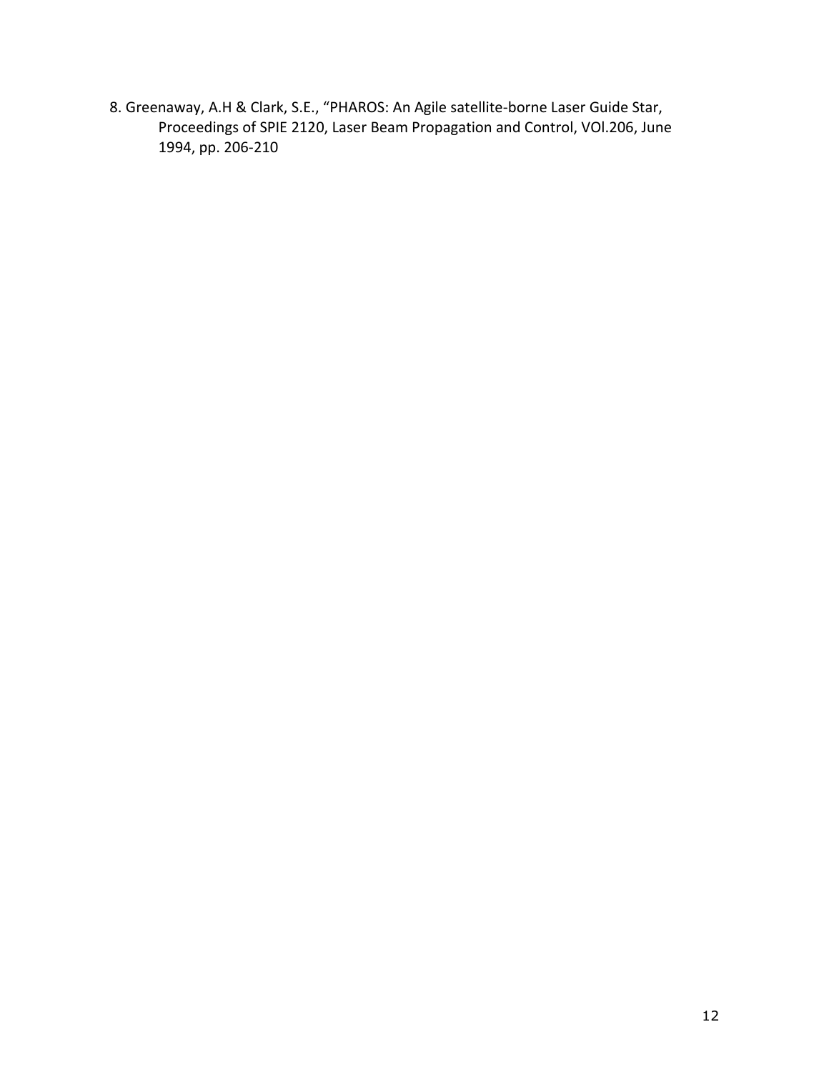8. Greenaway, A.H & Clark, S.E., "PHAROS: An Agile satellite-borne Laser Guide Star, Proceedings of SPIE 2120, Laser Beam Propagation and Control, VOl.206, June 1994, pp. 206-210